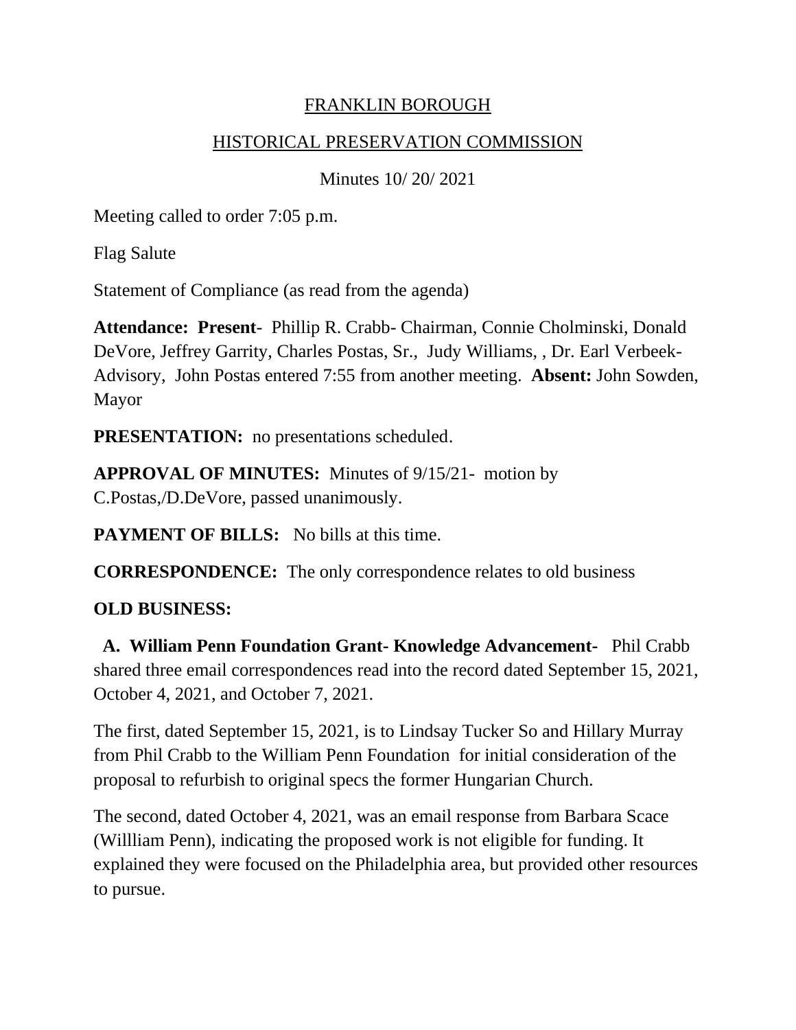# FRANKLIN BOROUGH

## HISTORICAL PRESERVATION COMMISSION

Minutes 10/ 20/ 2021

Meeting called to order 7:05 p.m.

Flag Salute

Statement of Compliance (as read from the agenda)

**Attendance: Present**- Phillip R. Crabb- Chairman, Connie Cholminski, Donald DeVore, Jeffrey Garrity, Charles Postas, Sr., Judy Williams, , Dr. Earl Verbeek-Advisory, John Postas entered 7:55 from another meeting. **Absent:** John Sowden, Mayor

**PRESENTATION:** no presentations scheduled.

**APPROVAL OF MINUTES:** Minutes of 9/15/21- motion by C.Postas,/D.DeVore, passed unanimously.

**PAYMENT OF BILLS:** No bills at this time.

**CORRESPONDENCE:** The only correspondence relates to old business

**OLD BUSINESS:**

**A. William Penn Foundation Grant- Knowledge Advancement-** Phil Crabb shared three email correspondences read into the record dated September 15, 2021, October 4, 2021, and October 7, 2021.

The first, dated September 15, 2021, is to Lindsay Tucker So and Hillary Murray from Phil Crabb to the William Penn Foundation for initial consideration of the proposal to refurbish to original specs the former Hungarian Church.

The second, dated October 4, 2021, was an email response from Barbara Scace (Willliam Penn), indicating the proposed work is not eligible for funding. It explained they were focused on the Philadelphia area, but provided other resources to pursue.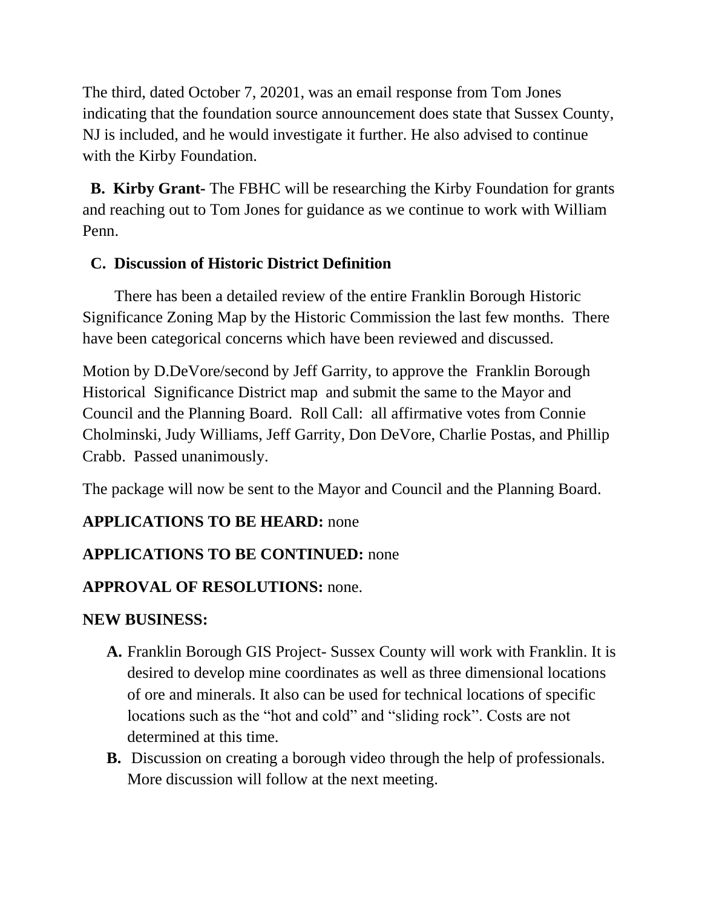The third, dated October 7, 20201, was an email response from Tom Jones indicating that the foundation source announcement does state that Sussex County, NJ is included, and he would investigate it further. He also advised to continue with the Kirby Foundation.

**B. Kirby Grant**- The FBHC will be researching the Kirby Foundation for grants and reaching out to Tom Jones for guidance as we continue to work with William Penn.

**C. Discussion of Historic District Definition**

There has been a detailed review of the entire Franklin Borough Historic Significance Zoning Map by the Historic Commission the last few months. There have been categorical concerns which have been reviewed and discussed.

Motion by D.DeVore/second by Jeff Garrity, to approve the Franklin Borough Historical Significance District map and submit the same to the Mayor and Council and the Planning Board. Roll Call: all affirmative votes from Connie Cholminski, Judy Williams, Jeff Garrity, Don DeVore, Charlie Postas, and Phillip Crabb. Passed unanimously.

The package will now be sent to the Mayor and Council and the Planning Board.

**APPLICATIONS TO BE HEARD:** none

**APPLICATIONS TO BE CONTINUED:** none

**APPROVAL OF RESOLUTIONS:** none.

**NEW BUSINESS:**

**A.** Franklin Borough GIS Project- Sussex County will work with Franklin. It is desired to develop mine coordinates as well as three dimensional locations of ore and minerals. It also can be used for technical locations of specific locations such as the "hot and cold" and "sliding rock". Costs are not determined at this time.

**B.** Discussion on creating a borough video through the help of professionals. More discussion will follow at the next meeting.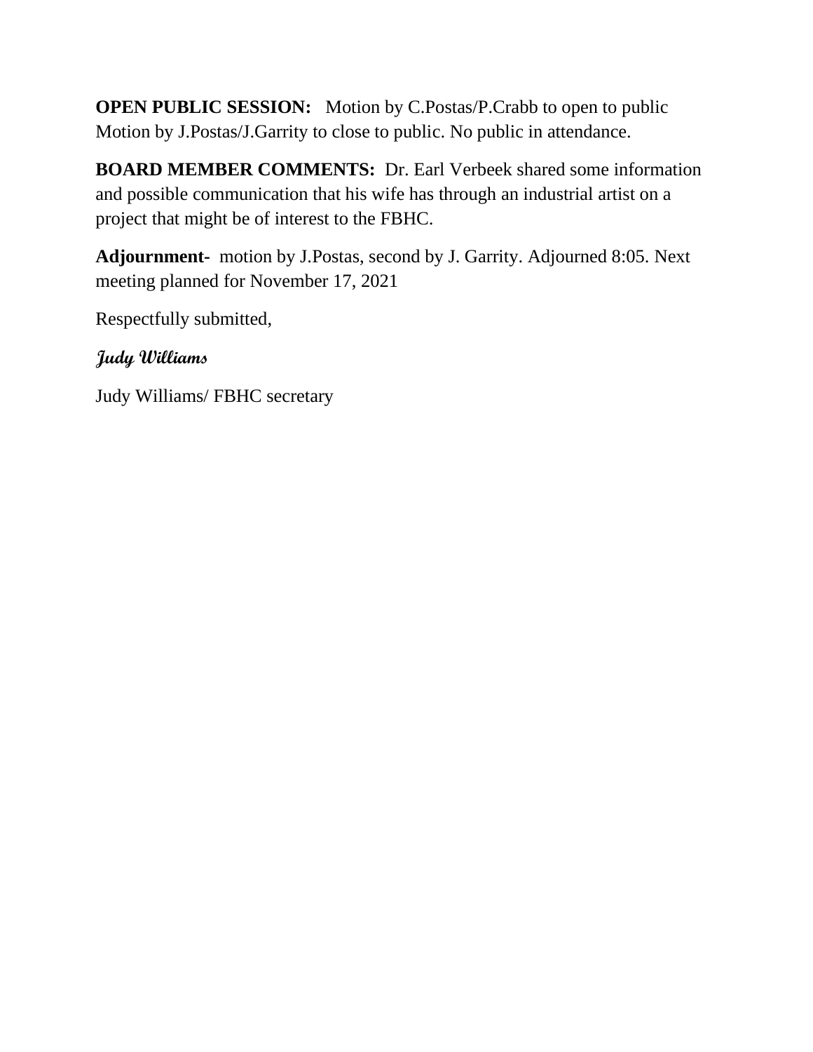**OPEN PUBLIC SESSION:** Motion by C.Postas/P.Crabb to open to public Motion by J.Postas/J.Garrity to close to public. No public in attendance.

**BOARD MEMBER COMMENTS:** Dr. Earl Verbeek shared some information and possible communication that his wife has through an industrial artist on a project that might be of interest to the FBHC.

**Adjournment-** motion by J.Postas, second by J. Garrity. Adjourned 8:05. Next meeting planned for November 17, 2021

Respectfully submitted,

*Judy Williams*

Judy Williams/ FBHC secretary